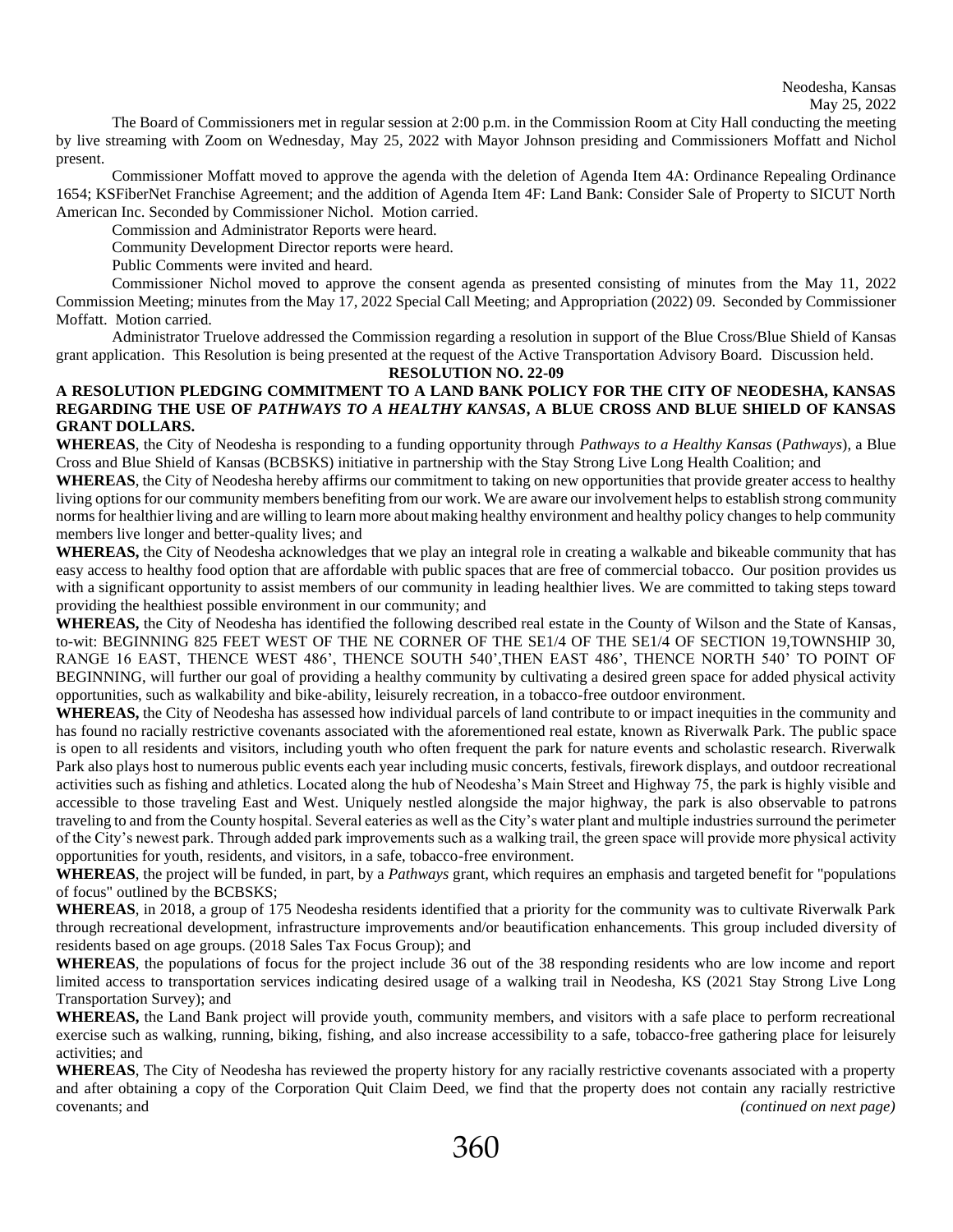Neodesha, Kansas
May 25, 2022

The Board of Commissioners met in regular session at 2:00 p.m. in the Commission Room at City Hall conducting the meeting by live streaming with Zoom on Wednesday, May 25, 2022 with Mayor Johnson presiding and Commissioners Moffatt and Nichol present.

Commissioner Moffatt moved to approve the agenda with the deletion of Agenda Item 4A: Ordinance Repealing Ordinance 1654; KSFiberNet Franchise Agreement; and the addition of Agenda Item 4F: Land Bank: Consider Sale of Property to SICUT North American Inc. Seconded by Commissioner Nichol. Motion carried.

Commission and Administrator Reports were heard.

Community Development Director reports were heard.

Public Comments were invited and heard.

Commissioner Nichol moved to approve the consent agenda as presented consisting of minutes from the May 11, 2022 Commission Meeting; minutes from the May 17, 2022 Special Call Meeting; and Appropriation (2022) 09. Seconded by Commissioner Moffatt. Motion carried.

Administrator Truelove addressed the Commission regarding a resolution in support of the Blue Cross/Blue Shield of Kansas grant application. This Resolution is being presented at the request of the Active Transportation Advisory Board. Discussion held.

**RESOLUTION NO. 22-09**

**A RESOLUTION PLEDGING COMMITMENT TO A LAND BANK POLICY FOR THE CITY OF NEODESHA, KANSAS REGARDING THE USE OF *PATHWAYS TO A HEALTHY KANSAS*, A BLUE CROSS AND BLUE SHIELD OF KANSAS GRANT DOLLARS.**

**WHEREAS**, the City of Neodesha is responding to a funding opportunity through *Pathways to a Healthy Kansas* (*Pathways*), a Blue Cross and Blue Shield of Kansas (BCBSKS) initiative in partnership with the Stay Strong Live Long Health Coalition; and

**WHEREAS**, the City of Neodesha hereby affirms our commitment to taking on new opportunities that provide greater access to healthy living options for our community members benefiting from our work. We are aware our involvement helps to establish strong community norms for healthier living and are willing to learn more about making healthy environment and healthy policy changes to help community members live longer and better-quality lives; and

**WHEREAS,** the City of Neodesha acknowledges that we play an integral role in creating a walkable and bikeable community that has easy access to healthy food option that are affordable with public spaces that are free of commercial tobacco. Our position provides us with a significant opportunity to assist members of our community in leading healthier lives. We are committed to taking steps toward providing the healthiest possible environment in our community; and

**WHEREAS,** the City of Neodesha has identified the following described real estate in the County of Wilson and the State of Kansas, to-wit: BEGINNING 825 FEET WEST OF THE NE CORNER OF THE SE1/4 OF THE SE1/4 OF SECTION 19,TOWNSHIP 30, RANGE 16 EAST, THENCE WEST 486', THENCE SOUTH 540',THEN EAST 486', THENCE NORTH 540' TO POINT OF BEGINNING, will further our goal of providing a healthy community by cultivating a desired green space for added physical activity opportunities, such as walkability and bike-ability, leisurely recreation, in a tobacco-free outdoor environment.

**WHEREAS,** the City of Neodesha has assessed how individual parcels of land contribute to or impact inequities in the community and has found no racially restrictive covenants associated with the aforementioned real estate, known as Riverwalk Park. The public space is open to all residents and visitors, including youth who often frequent the park for nature events and scholastic research. Riverwalk Park also plays host to numerous public events each year including music concerts, festivals, firework displays, and outdoor recreational activities such as fishing and athletics. Located along the hub of Neodesha's Main Street and Highway 75, the park is highly visible and accessible to those traveling East and West. Uniquely nestled alongside the major highway, the park is also observable to patrons traveling to and from the County hospital. Several eateries as well as the City's water plant and multiple industries surround the perimeter of the City's newest park. Through added park improvements such as a walking trail, the green space will provide more physical activity opportunities for youth, residents, and visitors, in a safe, tobacco-free environment.

**WHEREAS**, the project will be funded, in part, by a *Pathways* grant, which requires an emphasis and targeted benefit for "populations of focus" outlined by the BCBSKS;

**WHEREAS**, in 2018, a group of 175 Neodesha residents identified that a priority for the community was to cultivate Riverwalk Park through recreational development, infrastructure improvements and/or beautification enhancements. This group included diversity of residents based on age groups. (2018 Sales Tax Focus Group); and

**WHEREAS**, the populations of focus for the project include 36 out of the 38 responding residents who are low income and report limited access to transportation services indicating desired usage of a walking trail in Neodesha, KS (2021 Stay Strong Live Long Transportation Survey); and

**WHEREAS,** the Land Bank project will provide youth, community members, and visitors with a safe place to perform recreational exercise such as walking, running, biking, fishing, and also increase accessibility to a safe, tobacco-free gathering place for leisurely activities; and

**WHEREAS**, The City of Neodesha has reviewed the property history for any racially restrictive covenants associated with a property and after obtaining a copy of the Corporation Quit Claim Deed, we find that the property does not contain any racially restrictive covenants; and *(continued on next page)*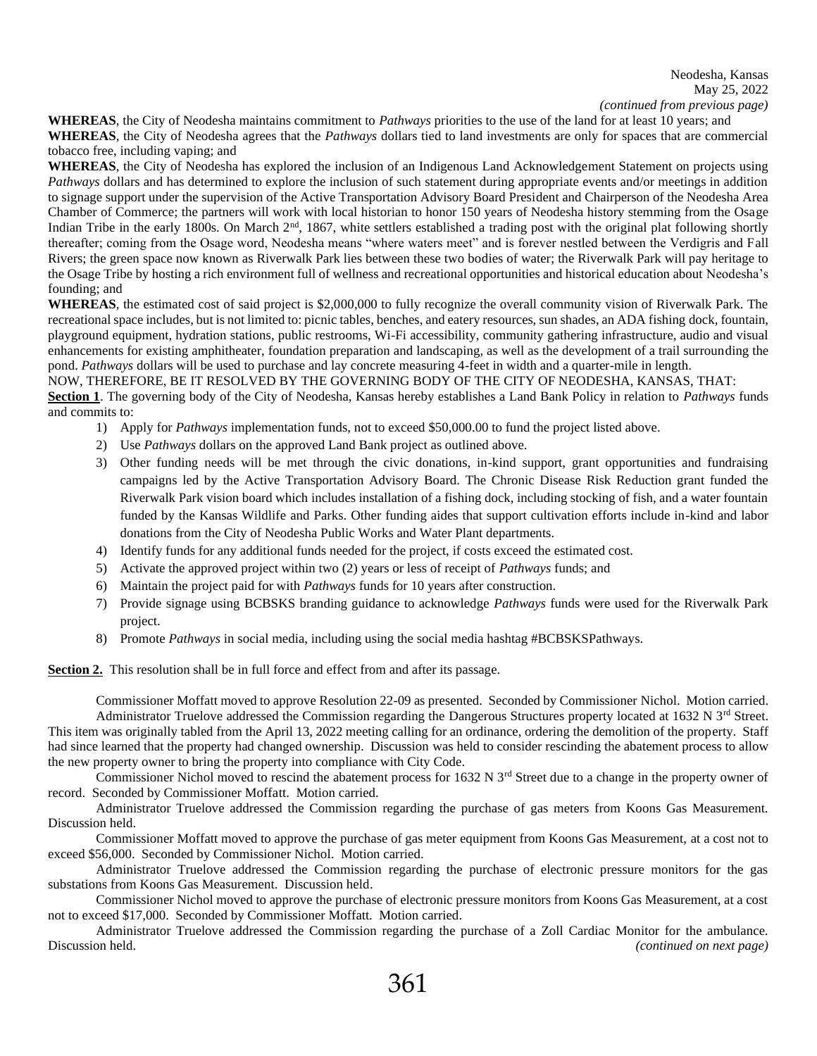Neodesha, Kansas
May 25, 2022
*(continued from previous page)*

**WHEREAS**, the City of Neodesha maintains commitment to *Pathways* priorities to the use of the land for at least 10 years; and

**WHEREAS**, the City of Neodesha agrees that the *Pathways* dollars tied to land investments are only for spaces that are commercial tobacco free, including vaping; and

**WHEREAS**, the City of Neodesha has explored the inclusion of an Indigenous Land Acknowledgement Statement on projects using *Pathways* dollars and has determined to explore the inclusion of such statement during appropriate events and/or meetings in addition to signage support under the supervision of the Active Transportation Advisory Board President and Chairperson of the Neodesha Area Chamber of Commerce; the partners will work with local historian to honor 150 years of Neodesha history stemming from the Osage Indian Tribe in the early 1800s. On March 2nd, 1867, white settlers established a trading post with the original plat following shortly thereafter; coming from the Osage word, Neodesha means "where waters meet" and is forever nestled between the Verdigris and Fall Rivers; the green space now known as Riverwalk Park lies between these two bodies of water; the Riverwalk Park will pay heritage to the Osage Tribe by hosting a rich environment full of wellness and recreational opportunities and historical education about Neodesha's founding; and

**WHEREAS**, the estimated cost of said project is $2,000,000 to fully recognize the overall community vision of Riverwalk Park. The recreational space includes, but is not limited to: picnic tables, benches, and eatery resources, sun shades, an ADA fishing dock, fountain, playground equipment, hydration stations, public restrooms, Wi-Fi accessibility, community gathering infrastructure, audio and visual enhancements for existing amphitheater, foundation preparation and landscaping, as well as the development of a trail surrounding the pond. *Pathways* dollars will be used to purchase and lay concrete measuring 4-feet in width and a quarter-mile in length.

NOW, THEREFORE, BE IT RESOLVED BY THE GOVERNING BODY OF THE CITY OF NEODESHA, KANSAS, THAT:

**Section 1**. The governing body of the City of Neodesha, Kansas hereby establishes a Land Bank Policy in relation to *Pathways* funds and commits to:

1) Apply for *Pathways* implementation funds, not to exceed $50,000.00 to fund the project listed above.
2) Use *Pathways* dollars on the approved Land Bank project as outlined above.
3) Other funding needs will be met through the civic donations, in-kind support, grant opportunities and fundraising campaigns led by the Active Transportation Advisory Board. The Chronic Disease Risk Reduction grant funded the Riverwalk Park vision board which includes installation of a fishing dock, including stocking of fish, and a water fountain funded by the Kansas Wildlife and Parks. Other funding aides that support cultivation efforts include in-kind and labor donations from the City of Neodesha Public Works and Water Plant departments.
4) Identify funds for any additional funds needed for the project, if costs exceed the estimated cost.
5) Activate the approved project within two (2) years or less of receipt of *Pathways* funds; and
6) Maintain the project paid for with *Pathways* funds for 10 years after construction.
7) Provide signage using BCBSKS branding guidance to acknowledge *Pathways* funds were used for the Riverwalk Park project.
8) Promote *Pathways* in social media, including using the social media hashtag #BCBSKSPathways.

**Section 2.** This resolution shall be in full force and effect from and after its passage.

Commissioner Moffatt moved to approve Resolution 22-09 as presented. Seconded by Commissioner Nichol. Motion carried.

Administrator Truelove addressed the Commission regarding the Dangerous Structures property located at 1632 N 3rd Street. This item was originally tabled from the April 13, 2022 meeting calling for an ordinance, ordering the demolition of the property. Staff had since learned that the property had changed ownership. Discussion was held to consider rescinding the abatement process to allow the new property owner to bring the property into compliance with City Code.

Commissioner Nichol moved to rescind the abatement process for 1632 N 3rd Street due to a change in the property owner of record. Seconded by Commissioner Moffatt. Motion carried.

Administrator Truelove addressed the Commission regarding the purchase of gas meters from Koons Gas Measurement. Discussion held.

Commissioner Moffatt moved to approve the purchase of gas meter equipment from Koons Gas Measurement, at a cost not to exceed $56,000. Seconded by Commissioner Nichol. Motion carried.

Administrator Truelove addressed the Commission regarding the purchase of electronic pressure monitors for the gas substations from Koons Gas Measurement. Discussion held.

Commissioner Nichol moved to approve the purchase of electronic pressure monitors from Koons Gas Measurement, at a cost not to exceed $17,000. Seconded by Commissioner Moffatt. Motion carried.

Administrator Truelove addressed the Commission regarding the purchase of a Zoll Cardiac Monitor for the ambulance. Discussion held.

*(continued on next page)*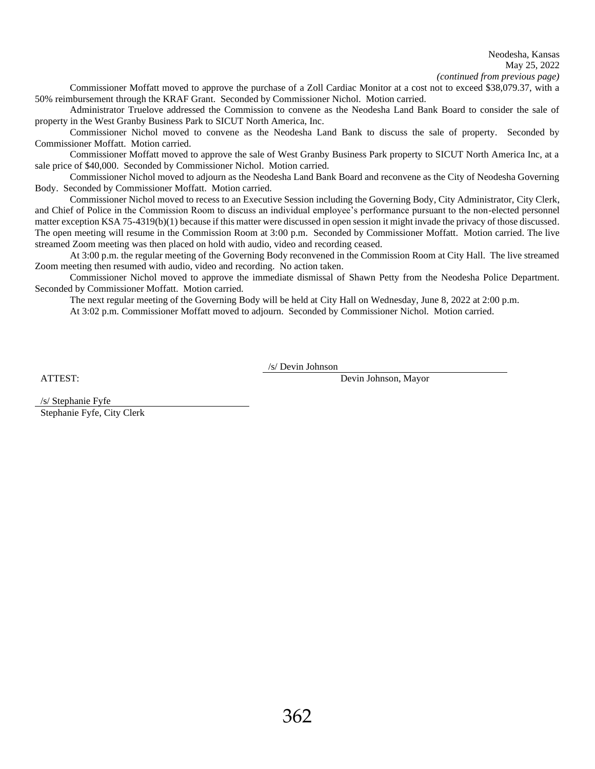Neodesha, Kansas
May 25, 2022
*(continued from previous page)*

Commissioner Moffatt moved to approve the purchase of a Zoll Cardiac Monitor at a cost not to exceed $38,079.37, with a 50% reimbursement through the KRAF Grant. Seconded by Commissioner Nichol. Motion carried.

Administrator Truelove addressed the Commission to convene as the Neodesha Land Bank Board to consider the sale of property in the West Granby Business Park to SICUT North America, Inc.

Commissioner Nichol moved to convene as the Neodesha Land Bank to discuss the sale of property. Seconded by Commissioner Moffatt. Motion carried.

Commissioner Moffatt moved to approve the sale of West Granby Business Park property to SICUT North America Inc, at a sale price of $40,000. Seconded by Commissioner Nichol. Motion carried.

Commissioner Nichol moved to adjourn as the Neodesha Land Bank Board and reconvene as the City of Neodesha Governing Body. Seconded by Commissioner Moffatt. Motion carried.

Commissioner Nichol moved to recess to an Executive Session including the Governing Body, City Administrator, City Clerk, and Chief of Police in the Commission Room to discuss an individual employee's performance pursuant to the non-elected personnel matter exception KSA 75-4319(b)(1) because if this matter were discussed in open session it might invade the privacy of those discussed. The open meeting will resume in the Commission Room at 3:00 p.m. Seconded by Commissioner Moffatt. Motion carried. The live streamed Zoom meeting was then placed on hold with audio, video and recording ceased.

At 3:00 p.m. the regular meeting of the Governing Body reconvened in the Commission Room at City Hall. The live streamed Zoom meeting then resumed with audio, video and recording. No action taken.

Commissioner Nichol moved to approve the immediate dismissal of Shawn Petty from the Neodesha Police Department. Seconded by Commissioner Moffatt. Motion carried.

The next regular meeting of the Governing Body will be held at City Hall on Wednesday, June 8, 2022 at 2:00 p.m.

At 3:02 p.m. Commissioner Moffatt moved to adjourn. Seconded by Commissioner Nichol. Motion carried.

/s/ Devin Johnson
Devin Johnson, Mayor

ATTEST:

/s/ Stephanie Fyfe
Stephanie Fyfe, City Clerk